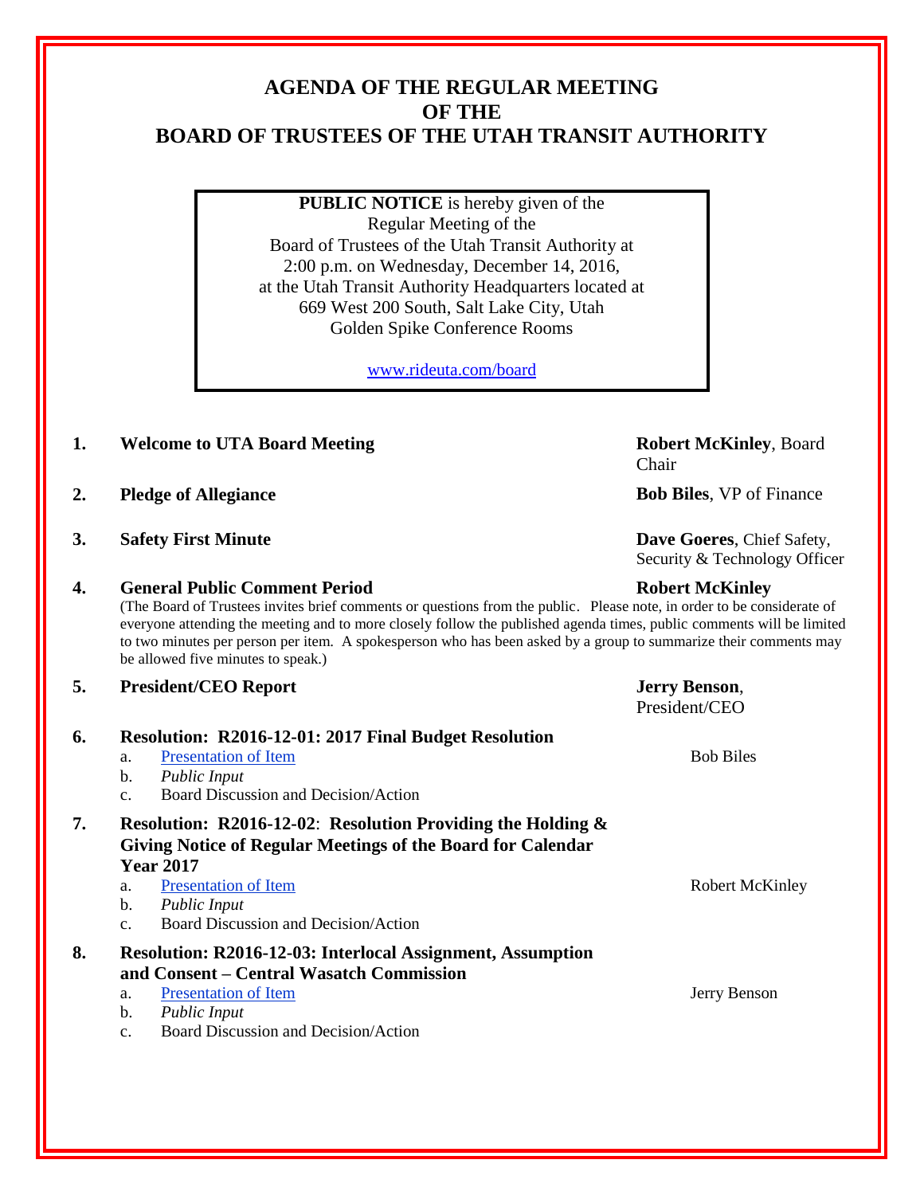# AGENDA OF THE REGULAR MEETING OF THE BOARD OF TRUSTEES OF THE UTAH TRANSIT AUTHORITY

**PUBLIC NOTICE** is hereby given of the Regular Meeting of the Board of Trustees of the Utah Transit Authority at 2:00 p.m. on Wednesday, December 14, 2016, at the Utah Transit Authority Headquarters located at 669 West 200 South, Salt Lake City, Utah Golden Spike Conference Rooms

www.rideuta.com/board

1. **Welcome to UTA Board Meeting** — **Robert McKinley**, Board Chair

2. **Pledge of Allegiance** — **Bob Biles**, VP of Finance

3. **Safety First Minute** — **Dave Goeres**, Chief Safety, Security & Technology Officer

4. **General Public Comment Period** — **Robert McKinley**

   (The Board of Trustees invites brief comments or questions from the public. Please note, in order to be considerate of everyone attending the meeting and to more closely follow the published agenda times, public comments will be limited to two minutes per person per item. A spokesperson who has been asked by a group to summarize their comments may be allowed five minutes to speak.)

5. **President/CEO Report** — **Jerry Benson**, President/CEO

6. **Resolution: R2016-12-01: 2017 Final Budget Resolution**
   a. Presentation of Item — Bob Biles
   b. *Public Input*
   c. Board Discussion and Decision/Action

7. **Resolution: R2016-12-02: Resolution Providing the Holding & Giving Notice of Regular Meetings of the Board for Calendar Year 2017**
   a. Presentation of Item — Robert McKinley
   b. *Public Input*
   c. Board Discussion and Decision/Action

8. **Resolution: R2016-12-03: Interlocal Assignment, Assumption and Consent – Central Wasatch Commission**
   a. Presentation of Item — Jerry Benson
   b. *Public Input*
   c. Board Discussion and Decision/Action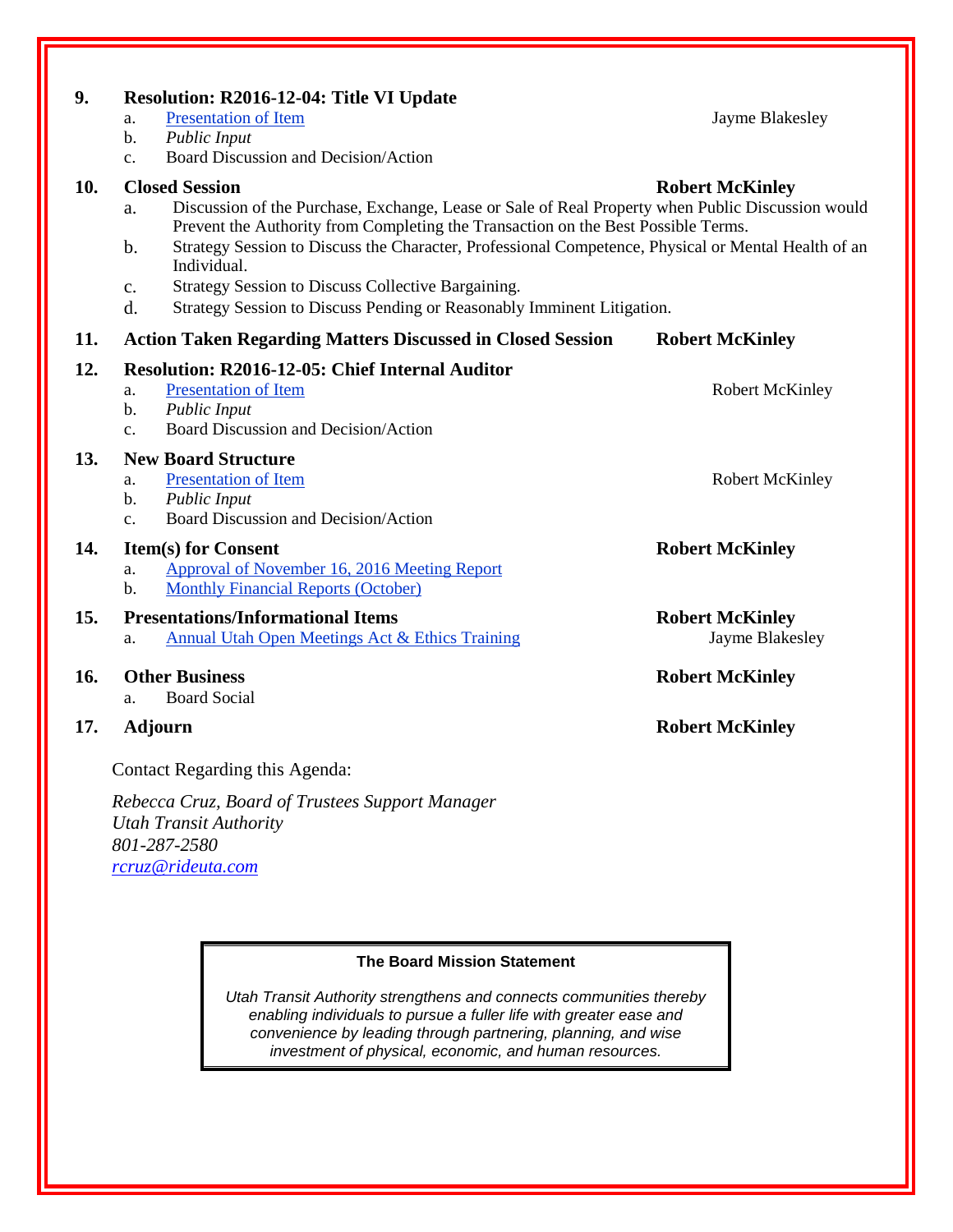**9.** **Resolution: R2016-12-04: Title VI Update**

a. Presentation of Item — Jayme Blakesley

b. *Public Input*

c. Board Discussion and Decision/Action

**10.** **Closed Session** — **Robert McKinley**

a. Discussion of the Purchase, Exchange, Lease or Sale of Real Property when Public Discussion would Prevent the Authority from Completing the Transaction on the Best Possible Terms.

b. Strategy Session to Discuss the Character, Professional Competence, Physical or Mental Health of an Individual.

c. Strategy Session to Discuss Collective Bargaining.

d. Strategy Session to Discuss Pending or Reasonably Imminent Litigation.

**11.** **Action Taken Regarding Matters Discussed in Closed Session** — **Robert McKinley**

**12.** **Resolution: R2016-12-05: Chief Internal Auditor**

a. Presentation of Item — Robert McKinley

b. *Public Input*

c. Board Discussion and Decision/Action

**13.** **New Board Structure**

a. Presentation of Item — Robert McKinley

b. *Public Input*

c. Board Discussion and Decision/Action

**14.** **Item(s) for Consent** — **Robert McKinley**

a. Approval of November 16, 2016 Meeting Report

b. Monthly Financial Reports (October)

**15.** **Presentations/Informational Items** — **Robert McKinley**

a. Annual Utah Open Meetings Act & Ethics Training — Jayme Blakesley

**16.** **Other Business** — **Robert McKinley**

a. Board Social

**17.** **Adjourn** — **Robert McKinley**

Contact Regarding this Agenda:

*Rebecca Cruz, Board of Trustees Support Manager*
*Utah Transit Authority*
*801-287-2580*
*rcruz@rideuta.com*

**The Board Mission Statement**

*Utah Transit Authority strengthens and connects communities thereby enabling individuals to pursue a fuller life with greater ease and convenience by leading through partnering, planning, and wise investment of physical, economic, and human resources.*